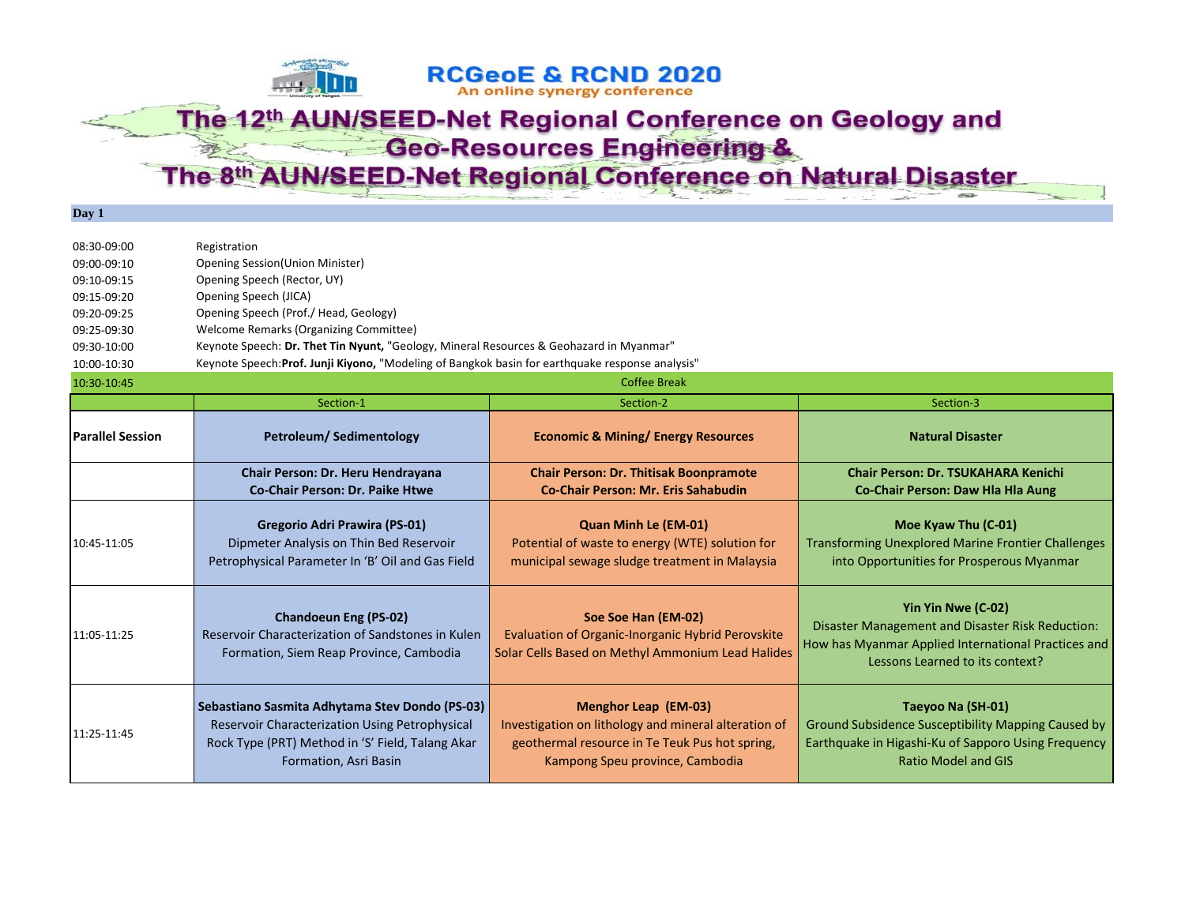# RCGeoE & RCND 2020

An online synergy conference

# The 12th AUN/SEED-Net Regional Conference on Geology and Geo-Resources Engineering & The 8th AUN/SEED-Net Regional Conference on Natural Disaster

**Day 1**

| | |
|---|---|
| 08:30-09:00 | Registration |
| 09:00-09:10 | Opening Session(Union Minister) |
| 09:10-09:15 | Opening Speech (Rector, UY) |
| 09:15-09:20 | Opening Speech (JICA) |
| 09:20-09:25 | Opening Speech (Prof./ Head, Geology) |
| 09:25-09:30 | Welcome Remarks (Organizing Committee) |
| 09:30-10:00 | Keynote Speech: **Dr. Thet Tin Nyunt,** "Geology, Mineral Resources & Geohazard in Myanmar" |
| 10:00-10:30 | Keynote Speech:**Prof. Junji Kiyono,** "Modeling of Bangkok basin for earthquake response analysis" |
| 10:30-10:45 | Coffee Break |

| | Section-1 | Section-2 | Section-3 |
|---|---|---|---|
| **Parallel Session** | **Petroleum/ Sedimentology** | **Economic & Mining/ Energy Resources** | **Natural Disaster** |
| | **Chair Person: Dr. Heru Hendrayana**<br>**Co-Chair Person: Dr. Paike Htwe** | **Chair Person: Dr. Thitisak Boonpramote**<br>**Co-Chair Person: Mr. Eris Sahabudin** | **Chair Person: Dr. TSUKAHARA Kenichi**<br>**Co-Chair Person: Daw Hla Hla Aung** |
| 10:45-11:05 | **Gregorio Adri Prawira (PS-01)**<br>Dipmeter Analysis on Thin Bed Reservoir Petrophysical Parameter In 'B' Oil and Gas Field | **Quan Minh Le (EM-01)**<br>Potential of waste to energy (WTE) solution for municipal sewage sludge treatment in Malaysia | **Moe Kyaw Thu (C-01)**<br>Transforming Unexplored Marine Frontier Challenges into Opportunities for Prosperous Myanmar |
| 11:05-11:25 | **Chandoeun Eng (PS-02)**<br>Reservoir Characterization of Sandstones in Kulen Formation, Siem Reap Province, Cambodia | **Soe Soe Han (EM-02)**<br>Evaluation of Organic-Inorganic Hybrid Perovskite Solar Cells Based on Methyl Ammonium Lead Halides | **Yin Yin Nwe (C-02)**<br>Disaster Management and Disaster Risk Reduction: How has Myanmar Applied International Practices and Lessons Learned to its context? |
| 11:25-11:45 | **Sebastiano Sasmita Adhytama Stev Dondo (PS-03)**<br>Reservoir Characterization Using Petrophysical Rock Type (PRT) Method in 'S' Field, Talang Akar Formation, Asri Basin | **Menghor Leap (EM-03)**<br>Investigation on lithology and mineral alteration of geothermal resource in Te Teuk Pus hot spring, Kampong Speu province, Cambodia | **Taeyoo Na (SH-01)**<br>Ground Subsidence Susceptibility Mapping Caused by Earthquake in Higashi-Ku of Sapporo Using Frequency Ratio Model and GIS |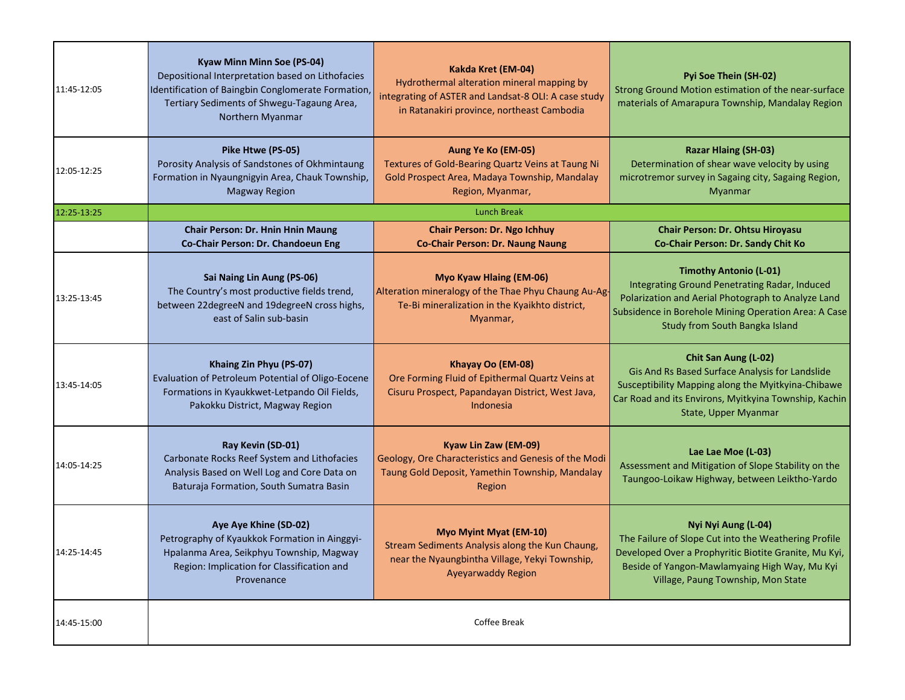| | | | |
|---|---|---|---|
| 11:45-12:05 | **Kyaw Minn Minn Soe (PS-04)** Depositional Interpretation based on Lithofacies Identification of Baingbin Conglomerate Formation, Tertiary Sediments of Shwegu-Tagaung Area, Northern Myanmar | **Kakda Kret (EM-04)** Hydrothermal alteration mineral mapping by integrating of ASTER and Landsat-8 OLI: A case study in Ratanakiri province, northeast Cambodia | **Pyi Soe Thein (SH-02)** Strong Ground Motion estimation of the near-surface materials of Amarapura Township, Mandalay Region |
| 12:05-12:25 | **Pike Htwe (PS-05)** Porosity Analysis of Sandstones of Okhmintaung Formation in Nyaungnigyin Area, Chauk Township, Magway Region | **Aung Ye Ko (EM-05)** Textures of Gold-Bearing Quartz Veins at Taung Ni Gold Prospect Area, Madaya Township, Mandalay Region, Myanmar, | **Razar Hlaing (SH-03)** Determination of shear wave velocity by using microtremor survey in Sagaing city, Sagaing Region, Myanmar |
| 12:25-13:25 | Lunch Break | | |
| | **Chair Person: Dr. Hnin Hnin Maung** **Co-Chair Person: Dr. Chandoeun Eng** | **Chair Person: Dr. Ngo Ichhuy** **Co-Chair Person: Dr. Naung Naung** | **Chair Person: Dr. Ohtsu Hiroyasu** **Co-Chair Person: Dr. Sandy Chit Ko** |
| 13:25-13:45 | **Sai Naing Lin Aung (PS-06)** The Country's most productive fields trend, between 22degreeN and 19degreeN cross highs, east of Salin sub-basin | **Myo Kyaw Hlaing (EM-06)** Alteration mineralogy of the Thae Phyu Chaung Au-Ag-Te-Bi mineralization in the Kyaikhto district, Myanmar, | **Timothy Antonio (L-01)** Integrating Ground Penetrating Radar, Induced Polarization and Aerial Photograph to Analyze Land Subsidence in Borehole Mining Operation Area: A Case Study from South Bangka Island |
| 13:45-14:05 | **Khaing Zin Phyu (PS-07)** Evaluation of Petroleum Potential of Oligo-Eocene Formations in Kyaukkwet-Letpando Oil Fields, Pakokku District, Magway Region | **Khayay Oo (EM-08)** Ore Forming Fluid of Epithermal Quartz Veins at Cisuru Prospect, Papandayan District, West Java, Indonesia | **Chit San Aung (L-02)** Gis And Rs Based Surface Analysis for Landslide Susceptibility Mapping along the Myitkyina-Chibawe Car Road and its Environs, Myitkyina Township, Kachin State, Upper Myanmar |
| 14:05-14:25 | **Ray Kevin (SD-01)** Carbonate Rocks Reef System and Lithofacies Analysis Based on Well Log and Core Data on Baturaja Formation, South Sumatra Basin | **Kyaw Lin Zaw (EM-09)** Geology, Ore Characteristics and Genesis of the Modi Taung Gold Deposit, Yamethin Township, Mandalay Region | **Lae Lae Moe (L-03)** Assessment and Mitigation of Slope Stability on the Taungoo-Loikaw Highway, between Leiktho-Yardo |
| 14:25-14:45 | **Aye Aye Khine (SD-02)** Petrography of Kyaukkok Formation in Ainggyi-Hpalanma Area, Seikphyu Township, Magway Region: Implication for Classification and Provenance | **Myo Myint Myat (EM-10)** Stream Sediments Analysis along the Kun Chaung, near the Nyaungbintha Village, Yekyi Township, Ayeyarwaddy Region | **Nyi Nyi Aung (L-04)** The Failure of Slope Cut into the Weathering Profile Developed Over a Prophyritic Biotite Granite, Mu Kyi, Beside of Yangon-Mawlamyaing High Way, Mu Kyi Village, Paung Township, Mon State |
| 14:45-15:00 | Coffee Break | | |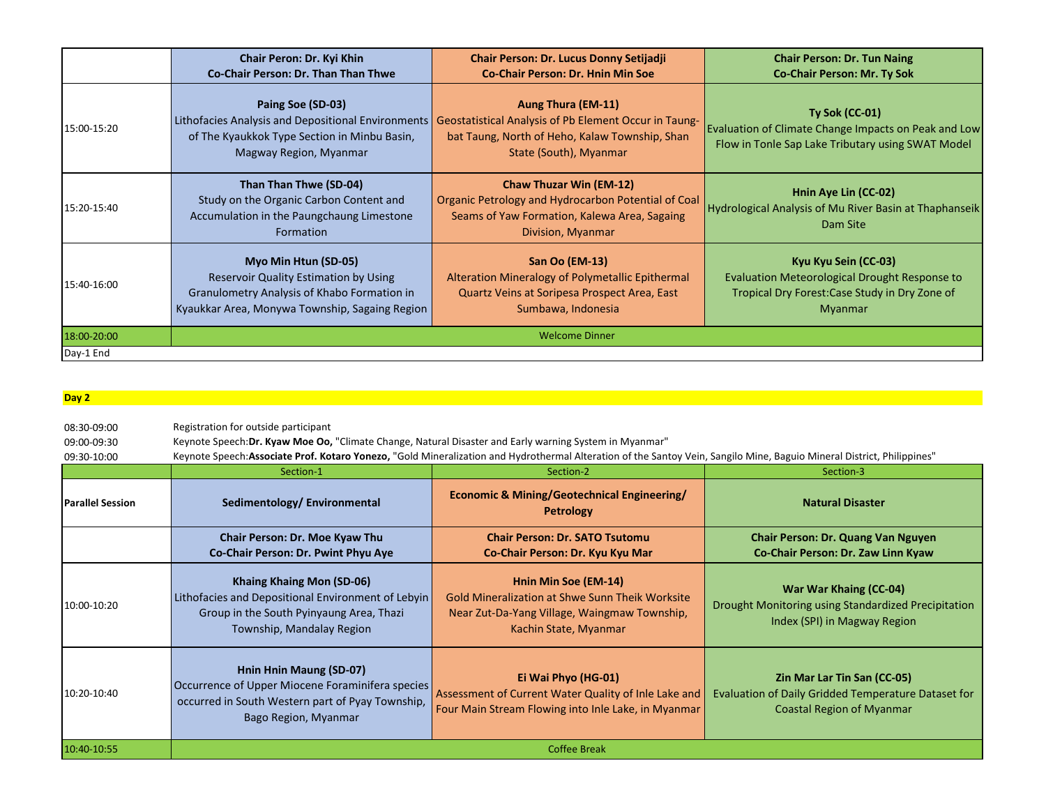| | Chair Peron: Dr. Kyi Khin<br>Co-Chair Person: Dr. Than Than Thwe | Chair Person: Dr. Lucus Donny Setijadji<br>Co-Chair Person: Dr. Hnin Min Soe | Chair Person: Dr. Tun Naing<br>Co-Chair Person: Mr. Ty Sok |
|---|---|---|---|
| 15:00-15:20 | **Paing Soe (SD-03)**<br>Lithofacies Analysis and Depositional Environments of The Kyaukkok Type Section in Minbu Basin, Magway Region, Myanmar | **Aung Thura (EM-11)**<br>Geostatistical Analysis of Pb Element Occur in Taung-bat Taung, North of Heho, Kalaw Township, Shan State (South), Myanmar | **Ty Sok (CC-01)**<br>Evaluation of Climate Change Impacts on Peak and Low Flow in Tonle Sap Lake Tributary using SWAT Model |
| 15:20-15:40 | **Than Than Thwe (SD-04)**<br>Study on the Organic Carbon Content and Accumulation in the Paungchaung Limestone Formation | **Chaw Thuzar Win (EM-12)**<br>Organic Petrology and Hydrocarbon Potential of Coal Seams of Yaw Formation, Kalewa Area, Sagaing Division, Myanmar | **Hnin Aye Lin (CC-02)**<br>Hydrological Analysis of Mu River Basin at Thaphanseik Dam Site |
| 15:40-16:00 | **Myo Min Htun (SD-05)**<br>Reservoir Quality Estimation by Using Granulometry Analysis of Khabo Formation in Kyaukkar Area, Monywa Township, Sagaing Region | **San Oo (EM-13)**<br>Alteration Mineralogy of Polymetallic Epithermal Quartz Veins at Soripesa Prospect Area, East Sumbawa, Indonesia | **Kyu Kyu Sein (CC-03)**<br>Evaluation Meteorological Drought Response to Tropical Dry Forest:Case Study in Dry Zone of Myanmar |
| 18:00-20:00 | Welcome Dinner | | |
| Day-1 End | | | |

**Day 2**

08:30-09:00 Registration for outside participant

09:00-09:30 Keynote Speech:**Dr. Kyaw Moe Oo,** "Climate Change, Natural Disaster and Early warning System in Myanmar"

09:30-10:00 Keynote Speech:**Associate Prof. Kotaro Yonezo,** "Gold Mineralization and Hydrothermal Alteration of the Santoy Vein, Sangilo Mine, Baguio Mineral District, Philippines"

| | Section-1 | Section-2 | Section-3 |
|---|---|---|---|
| **Parallel Session** | **Sedimentology/ Environmental** | **Economic & Mining/Geotechnical Engineering/ Petrology** | **Natural Disaster** |
| | **Chair Person: Dr. Moe Kyaw Thu**<br>**Co-Chair Person: Dr. Pwint Phyu Aye** | **Chair Person: Dr. SATO Tsutomu**<br>**Co-Chair Person: Dr. Kyu Kyu Mar** | **Chair Person: Dr. Quang Van Nguyen**<br>**Co-Chair Person: Dr. Zaw Linn Kyaw** |
| 10:00-10:20 | **Khaing Khaing Mon (SD-06)**<br>Lithofacies and Depositional Environment of Lebyin Group in the South Pyinyaung Area, Thazi Township, Mandalay Region | **Hnin Min Soe (EM-14)**<br>Gold Mineralization at Shwe Sunn Theik Worksite Near Zut-Da-Yang Village, Waingmaw Township, Kachin State, Myanmar | **War War Khaing (CC-04)**<br>Drought Monitoring using Standardized Precipitation Index (SPI) in Magway Region |
| 10:20-10:40 | **Hnin Hnin Maung (SD-07)**<br>Occurrence of Upper Miocene Foraminifera species occurred in South Western part of Pyay Township, Bago Region, Myanmar | **Ei Wai Phyo (HG-01)**<br>Assessment of Current Water Quality of Inle Lake and Four Main Stream Flowing into Inle Lake, in Myanmar | **Zin Mar Lar Tin San (CC-05)**<br>Evaluation of Daily Gridded Temperature Dataset for Coastal Region of Myanmar |
| 10:40-10:55 | Coffee Break | | |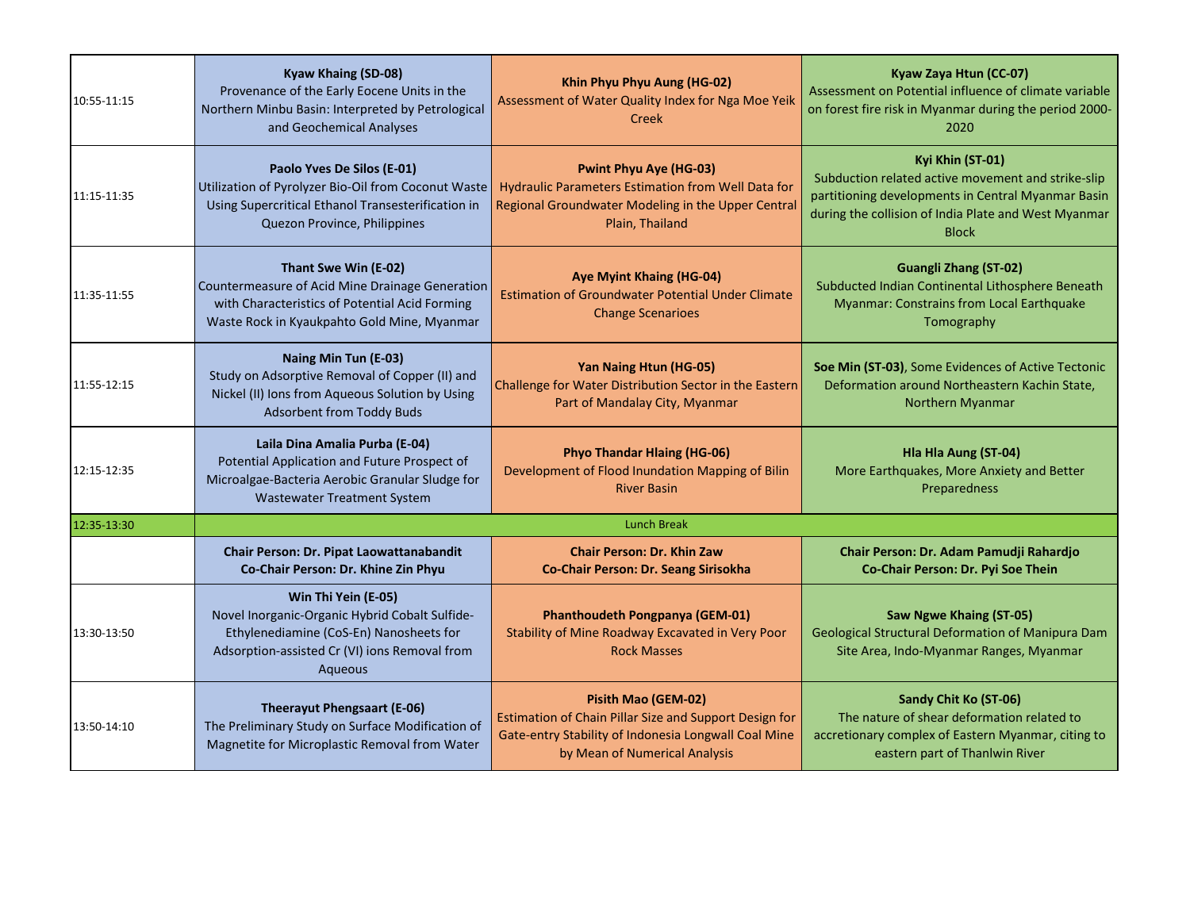| | | | |
|---|---|---|---|
| 10:55-11:15 | **Kyaw Khaing (SD-08)**<br>Provenance of the Early Eocene Units in the Northern Minbu Basin: Interpreted by Petrological and Geochemical Analyses | **Khin Phyu Phyu Aung (HG-02)**<br>Assessment of Water Quality Index for Nga Moe Yeik Creek | **Kyaw Zaya Htun (CC-07)**<br>Assessment on Potential influence of climate variable on forest fire risk in Myanmar during the period 2000-2020 |
| 11:15-11:35 | **Paolo Yves De Silos (E-01)**<br>Utilization of Pyrolyzer Bio-Oil from Coconut Waste Using Supercritical Ethanol Transesterification in Quezon Province, Philippines | **Pwint Phyu Aye (HG-03)**<br>Hydraulic Parameters Estimation from Well Data for Regional Groundwater Modeling in the Upper Central Plain, Thailand | **Kyi Khin (ST-01)**<br>Subduction related active movement and strike-slip partitioning developments in Central Myanmar Basin during the collision of India Plate and West Myanmar Block |
| 11:35-11:55 | **Thant Swe Win (E-02)**<br>Countermeasure of Acid Mine Drainage Generation with Characteristics of Potential Acid Forming Waste Rock in Kyaukpahto Gold Mine, Myanmar | **Aye Myint Khaing (HG-04)**<br>Estimation of Groundwater Potential Under Climate Change Scenarioes | **Guangli Zhang (ST-02)**<br>Subducted Indian Continental Lithosphere Beneath Myanmar: Constrains from Local Earthquake Tomography |
| 11:55-12:15 | **Naing Min Tun (E-03)**<br>Study on Adsorptive Removal of Copper (II) and Nickel (II) Ions from Aqueous Solution by Using Adsorbent from Toddy Buds | **Yan Naing Htun (HG-05)**<br>Challenge for Water Distribution Sector in the Eastern Part of Mandalay City, Myanmar | **Soe Min (ST-03)**, Some Evidences of Active Tectonic Deformation around Northeastern Kachin State, Northern Myanmar |
| 12:15-12:35 | **Laila Dina Amalia Purba (E-04)**<br>Potential Application and Future Prospect of Microalgae-Bacteria Aerobic Granular Sludge for Wastewater Treatment System | **Phyo Thandar Hlaing (HG-06)**<br>Development of Flood Inundation Mapping of Bilin River Basin | **Hla Hla Aung (ST-04)**<br>More Earthquakes, More Anxiety and Better Preparedness |
| 12:35-13:30 | Lunch Break | | |
| | **Chair Person: Dr. Pipat Laowattanabandit**<br>**Co-Chair Person: Dr. Khine Zin Phyu** | **Chair Person: Dr. Khin Zaw**<br>**Co-Chair Person: Dr. Seang Sirisokha** | **Chair Person: Dr. Adam Pamudji Rahardjo**<br>**Co-Chair Person: Dr. Pyi Soe Thein** |
| 13:30-13:50 | **Win Thi Yein (E-05)**<br>Novel Inorganic-Organic Hybrid Cobalt Sulfide-Ethylenediamine (CoS-En) Nanosheets for Adsorption-assisted Cr (VI) ions Removal from Aqueous | **Phanthoudeth Pongpanya (GEM-01)**<br>Stability of Mine Roadway Excavated in Very Poor Rock Masses | **Saw Ngwe Khaing (ST-05)**<br>Geological Structural Deformation of Manipura Dam Site Area, Indo-Myanmar Ranges, Myanmar |
| 13:50-14:10 | **Theerayut Phengsaart (E-06)**<br>The Preliminary Study on Surface Modification of Magnetite for Microplastic Removal from Water | **Pisith Mao (GEM-02)**<br>Estimation of Chain Pillar Size and Support Design for Gate-entry Stability of Indonesia Longwall Coal Mine by Mean of Numerical Analysis | **Sandy Chit Ko (ST-06)**<br>The nature of shear deformation related to accretionary complex of Eastern Myanmar, citing to eastern part of Thanlwin River |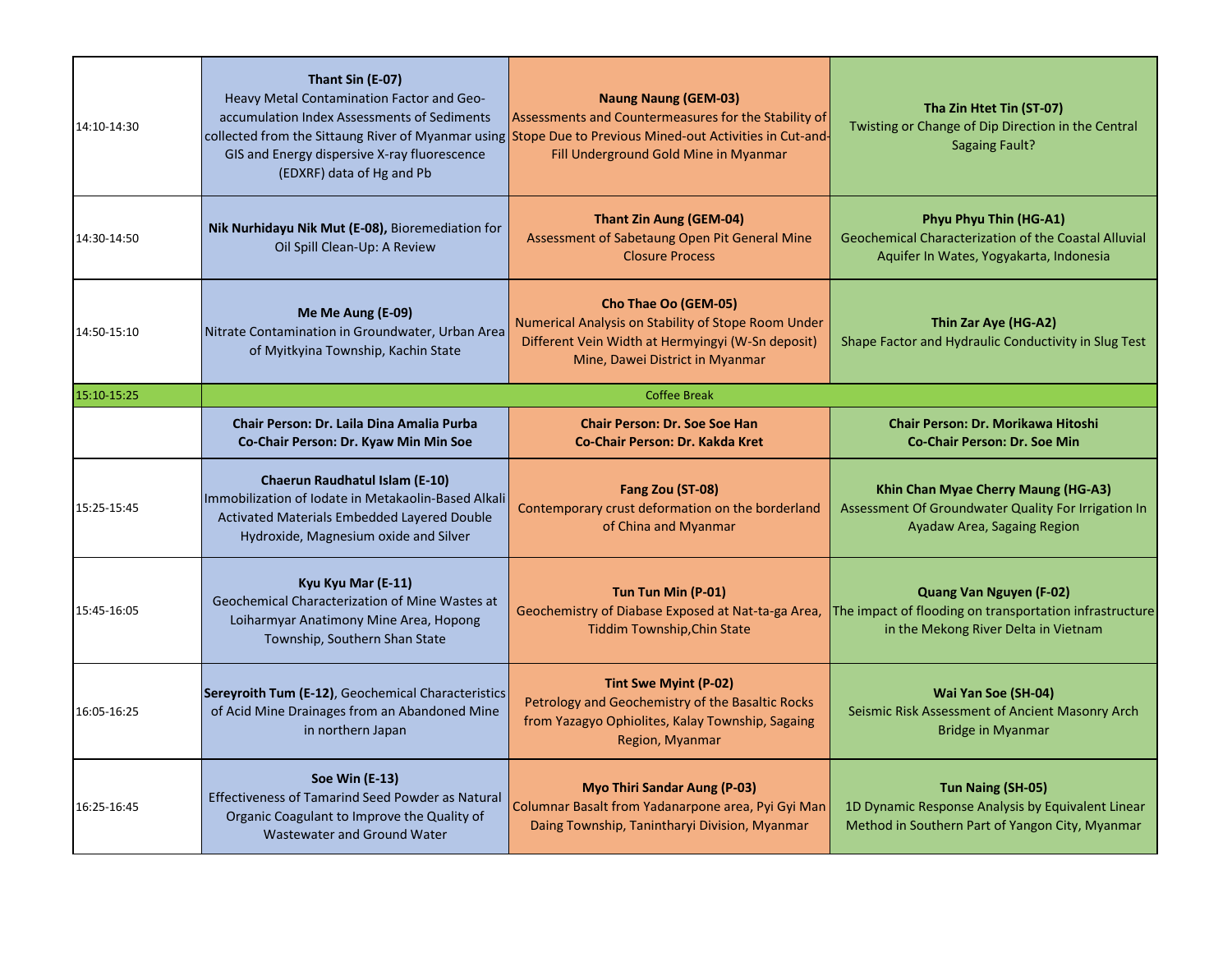| | | | |
|---|---|---|---|
| 14:10-14:30 | **Thant Sin (E-07)** Heavy Metal Contamination Factor and Geo-accumulation Index Assessments of Sediments collected from the Sittaung River of Myanmar using GIS and Energy dispersive X-ray fluorescence (EDXRF) data of Hg and Pb | **Naung Naung (GEM-03)** Assessments and Countermeasures for the Stability of Stope Due to Previous Mined-out Activities in Cut-and-Fill Underground Gold Mine in Myanmar | **Tha Zin Htet Tin (ST-07)** Twisting or Change of Dip Direction in the Central Sagaing Fault? |
| 14:30-14:50 | **Nik Nurhidayu Nik Mut (E-08),** Bioremediation for Oil Spill Clean-Up: A Review | **Thant Zin Aung (GEM-04)** Assessment of Sabetaung Open Pit General Mine Closure Process | **Phyu Phyu Thin (HG-A1)** Geochemical Characterization of the Coastal Alluvial Aquifer In Wates, Yogyakarta, Indonesia |
| 14:50-15:10 | **Me Me Aung (E-09)** Nitrate Contamination in Groundwater, Urban Area of Myitkyina Township, Kachin State | **Cho Thae Oo (GEM-05)** Numerical Analysis on Stability of Stope Room Under Different Vein Width at Hermyingyi (W-Sn deposit) Mine, Dawei District in Myanmar | **Thin Zar Aye (HG-A2)** Shape Factor and Hydraulic Conductivity in Slug Test |
| 15:10-15:25 | Coffee Break | | |
| | **Chair Person: Dr. Laila Dina Amalia Purba** **Co-Chair Person: Dr. Kyaw Min Min Soe** | **Chair Person: Dr. Soe Soe Han** **Co-Chair Person: Dr. Kakda Kret** | **Chair Person: Dr. Morikawa Hitoshi** **Co-Chair Person: Dr. Soe Min** |
| 15:25-15:45 | **Chaerun Raudhatul Islam (E-10)** Immobilization of Iodate in Metakaolin-Based Alkali Activated Materials Embedded Layered Double Hydroxide, Magnesium oxide and Silver | **Fang Zou (ST-08)** Contemporary crust deformation on the borderland of China and Myanmar | **Khin Chan Myae Cherry Maung (HG-A3)** Assessment Of Groundwater Quality For Irrigation In Ayadaw Area, Sagaing Region |
| 15:45-16:05 | **Kyu Kyu Mar (E-11)** Geochemical Characterization of Mine Wastes at Loiharmyar Anatimony Mine Area, Hopong Township, Southern Shan State | **Tun Tun Min (P-01)** Geochemistry of Diabase Exposed at Nat-ta-ga Area, Tiddim Township,Chin State | **Quang Van Nguyen (F-02)** The impact of flooding on transportation infrastructure in the Mekong River Delta in Vietnam |
| 16:05-16:25 | **Sereyroith Tum (E-12)**, Geochemical Characteristics of Acid Mine Drainages from an Abandoned Mine in northern Japan | **Tint Swe Myint (P-02)** Petrology and Geochemistry of the Basaltic Rocks from Yazagyo Ophiolites, Kalay Township, Sagaing Region, Myanmar | **Wai Yan Soe (SH-04)** Seismic Risk Assessment of Ancient Masonry Arch Bridge in Myanmar |
| 16:25-16:45 | **Soe Win (E-13)** Effectiveness of Tamarind Seed Powder as Natural Organic Coagulant to Improve the Quality of Wastewater and Ground Water | **Myo Thiri Sandar Aung (P-03)** Columnar Basalt from Yadanarpone area, Pyi Gyi Man Daing Township, Tanintharyi Division, Myanmar | **Tun Naing (SH-05)** 1D Dynamic Response Analysis by Equivalent Linear Method in Southern Part of Yangon City, Myanmar |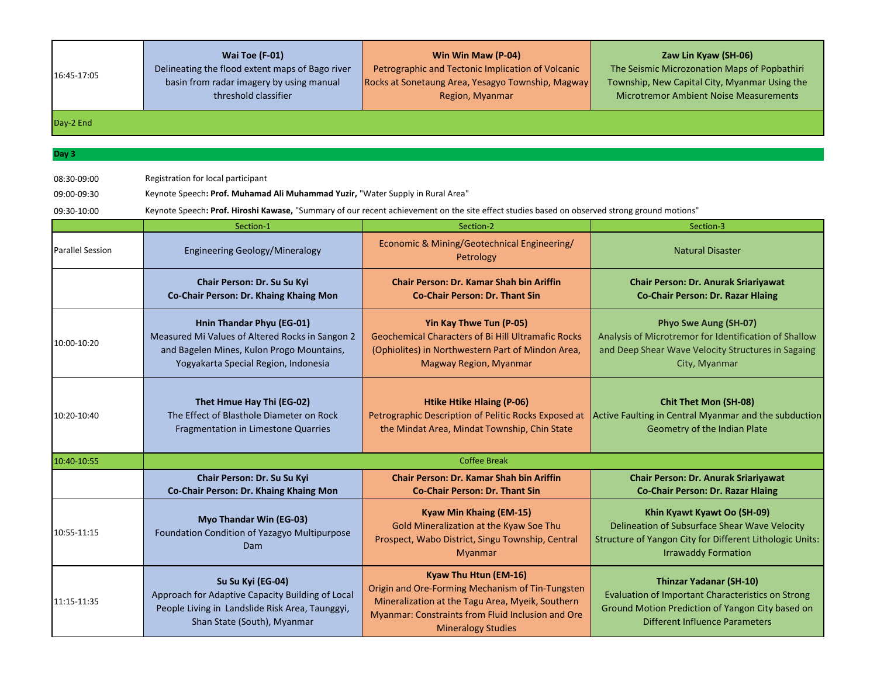| | | | |
|---|---|---|---|
| 16:45-17:05 | **Wai Toe (F-01)** Delineating the flood extent maps of Bago river basin from radar imagery by using manual threshold classifier | **Win Win Maw (P-04)** Petrographic and Tectonic Implication of Volcanic Rocks at Sonetaung Area, Yesagyo Township, Magway Region, Myanmar | **Zaw Lin Kyaw (SH-06)** The Seismic Microzonation Maps of Popbathiri Township, New Capital City, Myanmar Using the Microtremor Ambient Noise Measurements |
| Day-2 End | | | |

**Day 3**

| | |
|---|---|
| 08:30-09:00 | Registration for local participant |
| 09:00-09:30 | Keynote Speech**: Prof. Muhamad Ali Muhammad Yuzir,** "Water Supply in Rural Area" |
| 09:30-10:00 | Keynote Speech**: Prof. Hiroshi Kawase,** "Summary of our recent achievement on the site effect studies based on observed strong ground motions" |

| | Section-1 | Section-2 | Section-3 |
|---|---|---|---|
| Parallel Session | Engineering Geology/Mineralogy | Economic & Mining/Geotechnical Engineering/ Petrology | Natural Disaster |
| | **Chair Person: Dr. Su Su Kyi** **Co-Chair Person: Dr. Khaing Khaing Mon** | **Chair Person: Dr. Kamar Shah bin Ariffin** **Co-Chair Person: Dr. Thant Sin** | **Chair Person: Dr. Anurak Sriariyawat** **Co-Chair Person: Dr. Razar Hlaing** |
| 10:00-10:20 | **Hnin Thandar Phyu (EG-01)** Measured Mi Values of Altered Rocks in Sangon 2 and Bagelen Mines, Kulon Progo Mountains, Yogyakarta Special Region, Indonesia | **Yin Kay Thwe Tun (P-05)** Geochemical Characters of Bi Hill Ultramafic Rocks (Ophiolites) in Northwestern Part of Mindon Area, Magway Region, Myanmar | **Phyo Swe Aung (SH-07)** Analysis of Microtremor for Identification of Shallow and Deep Shear Wave Velocity Structures in Sagaing City, Myanmar |
| 10:20-10:40 | **Thet Hmue Hay Thi (EG-02)** The Effect of Blasthole Diameter on Rock Fragmentation in Limestone Quarries | **Htike Htike Hlaing (P-06)** Petrographic Description of Pelitic Rocks Exposed at the Mindat Area, Mindat Township, Chin State | **Chit Thet Mon (SH-08)** Active Faulting in Central Myanmar and the subduction Geometry of the Indian Plate |
| 10:40-10:55 | Coffee Break | | |
| | **Chair Person: Dr. Su Su Kyi** **Co-Chair Person: Dr. Khaing Khaing Mon** | **Chair Person: Dr. Kamar Shah bin Ariffin** **Co-Chair Person: Dr. Thant Sin** | **Chair Person: Dr. Anurak Sriariyawat** **Co-Chair Person: Dr. Razar Hlaing** |
| 10:55-11:15 | **Myo Thandar Win (EG-03)** Foundation Condition of Yazagyo Multipurpose Dam | **Kyaw Min Khaing (EM-15)** Gold Mineralization at the Kyaw Soe Thu Prospect, Wabo District, Singu Township, Central Myanmar | **Khin Kyawt Kyawt Oo (SH-09)** Delineation of Subsurface Shear Wave Velocity Structure of Yangon City for Different Lithologic Units: Irrawaddy Formation |
| 11:15-11:35 | **Su Su Kyi (EG-04)** Approach for Adaptive Capacity Building of Local People Living in Landslide Risk Area, Taunggyi, Shan State (South), Myanmar | **Kyaw Thu Htun (EM-16)** Origin and Ore-Forming Mechanism of Tin-Tungsten Mineralization at the Tagu Area, Myeik, Southern Myanmar: Constraints from Fluid Inclusion and Ore Mineralogy Studies | **Thinzar Yadanar (SH-10)** Evaluation of Important Characteristics on Strong Ground Motion Prediction of Yangon City based on Different Influence Parameters |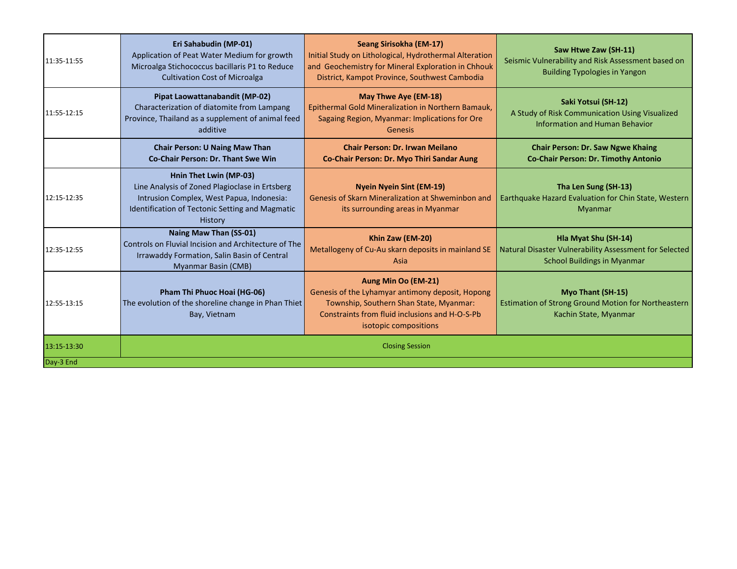| | | | |
|---|---|---|---|
| 11:35-11:55 | **Eri Sahabudin (MP-01)**<br>Application of Peat Water Medium for growth Microalga Stichococcus bacillaris P1 to Reduce Cultivation Cost of Microalga | **Seang Sirisokha (EM-17)**<br>Initial Study on Lithological, Hydrothermal Alteration and Geochemistry for Mineral Exploration in Chhouk District, Kampot Province, Southwest Cambodia | **Saw Htwe Zaw (SH-11)**<br>Seismic Vulnerability and Risk Assessment based on Building Typologies in Yangon |
| 11:55-12:15 | **Pipat Laowattanabandit (MP-02)**<br>Characterization of diatomite from Lampang Province, Thailand as a supplement of animal feed additive | **May Thwe Aye (EM-18)**<br>Epithermal Gold Mineralization in Northern Bamauk, Sagaing Region, Myanmar: Implications for Ore Genesis | **Saki Yotsui (SH-12)**<br>A Study of Risk Communication Using Visualized Information and Human Behavior |
| | **Chair Person: U Naing Maw Than**<br>**Co-Chair Person: Dr. Thant Swe Win** | **Chair Person: Dr. Irwan Meilano**<br>**Co-Chair Person: Dr. Myo Thiri Sandar Aung** | **Chair Person: Dr. Saw Ngwe Khaing**<br>**Co-Chair Person: Dr. Timothy Antonio** |
| 12:15-12:35 | **Hnin Thet Lwin (MP-03)**<br>Line Analysis of Zoned Plagioclase in Ertsberg Intrusion Complex, West Papua, Indonesia: Identification of Tectonic Setting and Magmatic History | **Nyein Nyein Sint (EM-19)**<br>Genesis of Skarn Mineralization at Shweminbon and its surrounding areas in Myanmar | **Tha Len Sung (SH-13)**<br>Earthquake Hazard Evaluation for Chin State, Western Myanmar |
| 12:35-12:55 | **Naing Maw Than (SS-01)**<br>Controls on Fluvial Incision and Architecture of The Irrawaddy Formation, Salin Basin of Central Myanmar Basin (CMB) | **Khin Zaw (EM-20)**<br>Metallogeny of Cu-Au skarn deposits in mainland SE Asia | **Hla Myat Shu (SH-14)**<br>Natural Disaster Vulnerability Assessment for Selected School Buildings in Myanmar |
| 12:55-13:15 | **Pham Thi Phuoc Hoai (HG-06)**<br>The evolution of the shoreline change in Phan Thiet Bay, Vietnam | **Aung Min Oo (EM-21)**<br>Genesis of the Lyhamyar antimony deposit, Hopong Township, Southern Shan State, Myanmar: Constraints from fluid inclusions and H-O-S-Pb isotopic compositions | **Myo Thant (SH-15)**<br>Estimation of Strong Ground Motion for Northeastern Kachin State, Myanmar |
| 13:15-13:30 | Closing Session | | |
| Day-3 End | | | |